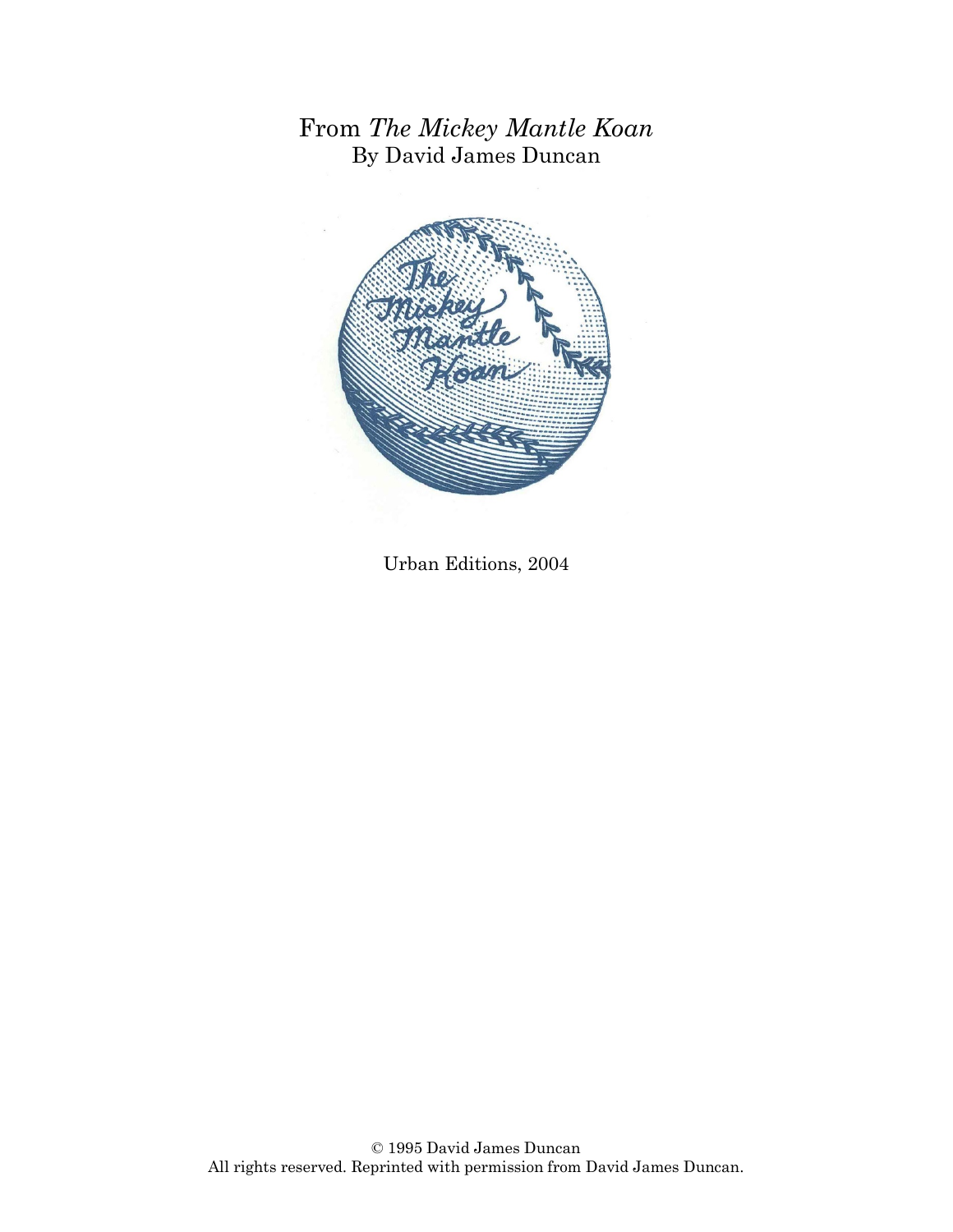# From *The Mickey Mantle Koan*

By David James Duncan

Urban Editions, 2004

© 1995 David James Duncan
All rights reserved. Reprinted with permission from David James Duncan.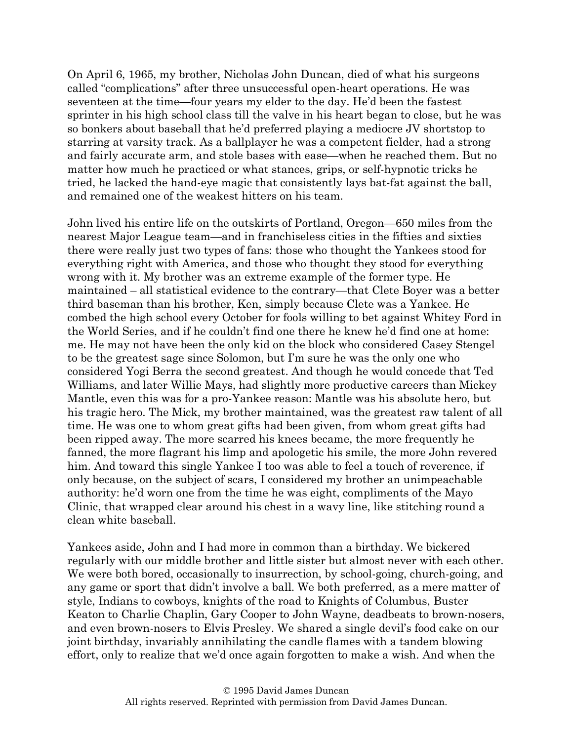On April 6, 1965, my brother, Nicholas John Duncan, died of what his surgeons called "complications" after three unsuccessful open-heart operations. He was seventeen at the time—four years my elder to the day. He'd been the fastest sprinter in his high school class till the valve in his heart began to close, but he was so bonkers about baseball that he'd preferred playing a mediocre JV shortstop to starring at varsity track. As a ballplayer he was a competent fielder, had a strong and fairly accurate arm, and stole bases with ease—when he reached them. But no matter how much he practiced or what stances, grips, or self-hypnotic tricks he tried, he lacked the hand-eye magic that consistently lays bat-fat against the ball, and remained one of the weakest hitters on his team.

John lived his entire life on the outskirts of Portland, Oregon—650 miles from the nearest Major League team—and in franchiseless cities in the fifties and sixties there were really just two types of fans: those who thought the Yankees stood for everything right with America, and those who thought they stood for everything wrong with it. My brother was an extreme example of the former type. He maintained – all statistical evidence to the contrary—that Clete Boyer was a better third baseman than his brother, Ken, simply because Clete was a Yankee. He combed the high school every October for fools willing to bet against Whitey Ford in the World Series, and if he couldn't find one there he knew he'd find one at home: me. He may not have been the only kid on the block who considered Casey Stengel to be the greatest sage since Solomon, but I'm sure he was the only one who considered Yogi Berra the second greatest. And though he would concede that Ted Williams, and later Willie Mays, had slightly more productive careers than Mickey Mantle, even this was for a pro-Yankee reason: Mantle was his absolute hero, but his tragic hero. The Mick, my brother maintained, was the greatest raw talent of all time. He was one to whom great gifts had been given, from whom great gifts had been ripped away. The more scarred his knees became, the more frequently he fanned, the more flagrant his limp and apologetic his smile, the more John revered him. And toward this single Yankee I too was able to feel a touch of reverence, if only because, on the subject of scars, I considered my brother an unimpeachable authority: he'd worn one from the time he was eight, compliments of the Mayo Clinic, that wrapped clear around his chest in a wavy line, like stitching round a clean white baseball.

Yankees aside, John and I had more in common than a birthday. We bickered regularly with our middle brother and little sister but almost never with each other. We were both bored, occasionally to insurrection, by school-going, church-going, and any game or sport that didn't involve a ball. We both preferred, as a mere matter of style, Indians to cowboys, knights of the road to Knights of Columbus, Buster Keaton to Charlie Chaplin, Gary Cooper to John Wayne, deadbeats to brown-nosers, and even brown-nosers to Elvis Presley. We shared a single devil's food cake on our joint birthday, invariably annihilating the candle flames with a tandem blowing effort, only to realize that we'd once again forgotten to make a wish. And when the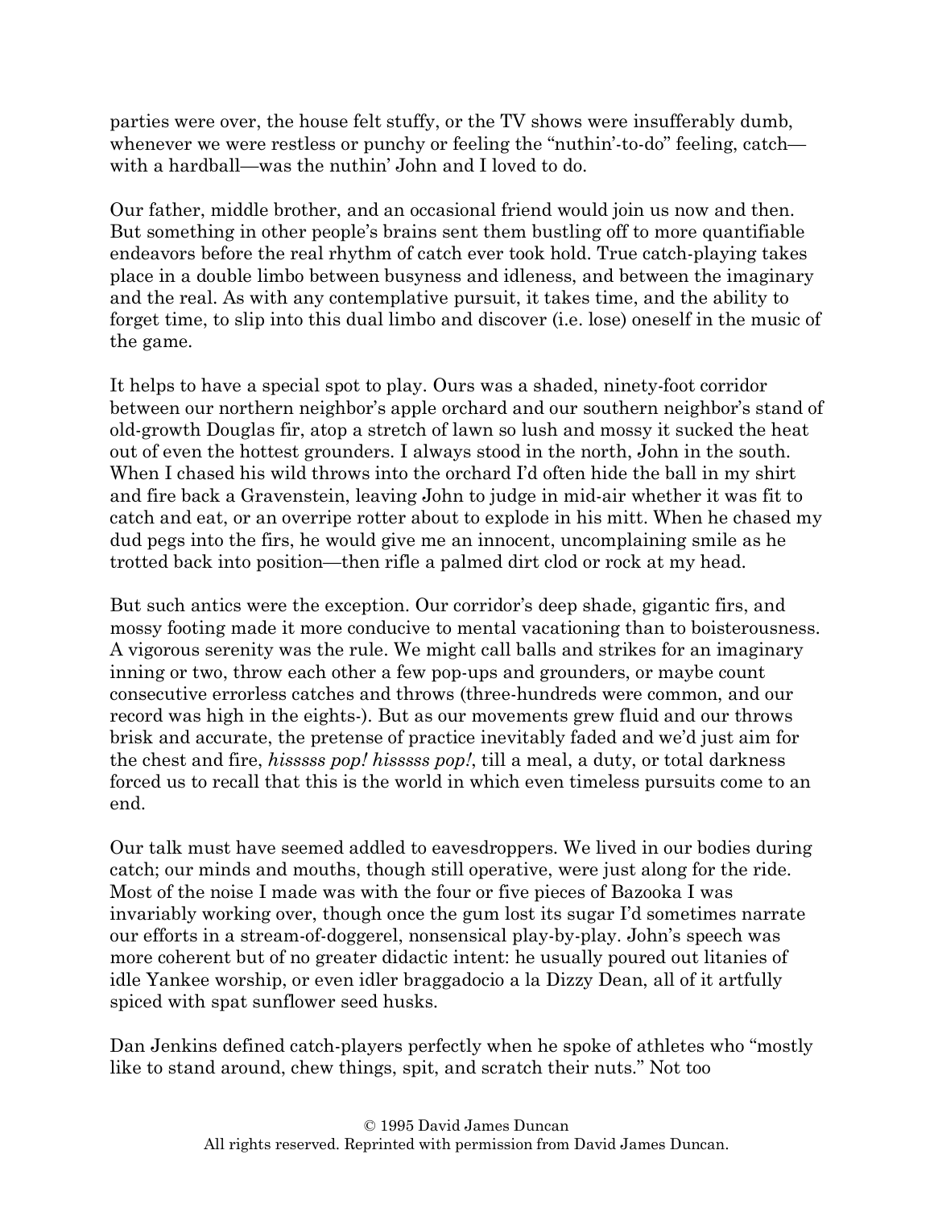parties were over, the house felt stuffy, or the TV shows were insufferably dumb, whenever we were restless or punchy or feeling the "nuthin'-to-do" feeling, catch—with a hardball—was the nuthin' John and I loved to do.

Our father, middle brother, and an occasional friend would join us now and then. But something in other people's brains sent them bustling off to more quantifiable endeavors before the real rhythm of catch ever took hold. True catch-playing takes place in a double limbo between busyness and idleness, and between the imaginary and the real. As with any contemplative pursuit, it takes time, and the ability to forget time, to slip into this dual limbo and discover (i.e. lose) oneself in the music of the game.

It helps to have a special spot to play. Ours was a shaded, ninety-foot corridor between our northern neighbor's apple orchard and our southern neighbor's stand of old-growth Douglas fir, atop a stretch of lawn so lush and mossy it sucked the heat out of even the hottest grounders. I always stood in the north, John in the south. When I chased his wild throws into the orchard I'd often hide the ball in my shirt and fire back a Gravenstein, leaving John to judge in mid-air whether it was fit to catch and eat, or an overripe rotter about to explode in his mitt. When he chased my dud pegs into the firs, he would give me an innocent, uncomplaining smile as he trotted back into position—then rifle a palmed dirt clod or rock at my head.

But such antics were the exception. Our corridor's deep shade, gigantic firs, and mossy footing made it more conducive to mental vacationing than to boisterousness. A vigorous serenity was the rule. We might call balls and strikes for an imaginary inning or two, throw each other a few pop-ups and grounders, or maybe count consecutive errorless catches and throws (three-hundreds were common, and our record was high in the eights-). But as our movements grew fluid and our throws brisk and accurate, the pretense of practice inevitably faded and we'd just aim for the chest and fire, *hisssss pop! hissssss pop!*, till a meal, a duty, or total darkness forced us to recall that this is the world in which even timeless pursuits come to an end.

Our talk must have seemed addled to eavesdroppers. We lived in our bodies during catch; our minds and mouths, though still operative, were just along for the ride. Most of the noise I made was with the four or five pieces of Bazooka I was invariably working over, though once the gum lost its sugar I'd sometimes narrate our efforts in a stream-of-doggerel, nonsensical play-by-play. John's speech was more coherent but of no greater didactic intent: he usually poured out litanies of idle Yankee worship, or even idler braggadocio a la Dizzy Dean, all of it artfully spiced with spat sunflower seed husks.

Dan Jenkins defined catch-players perfectly when he spoke of athletes who "mostly like to stand around, chew things, spit, and scratch their nuts." Not too

© 1995 David James Duncan
All rights reserved. Reprinted with permission from David James Duncan.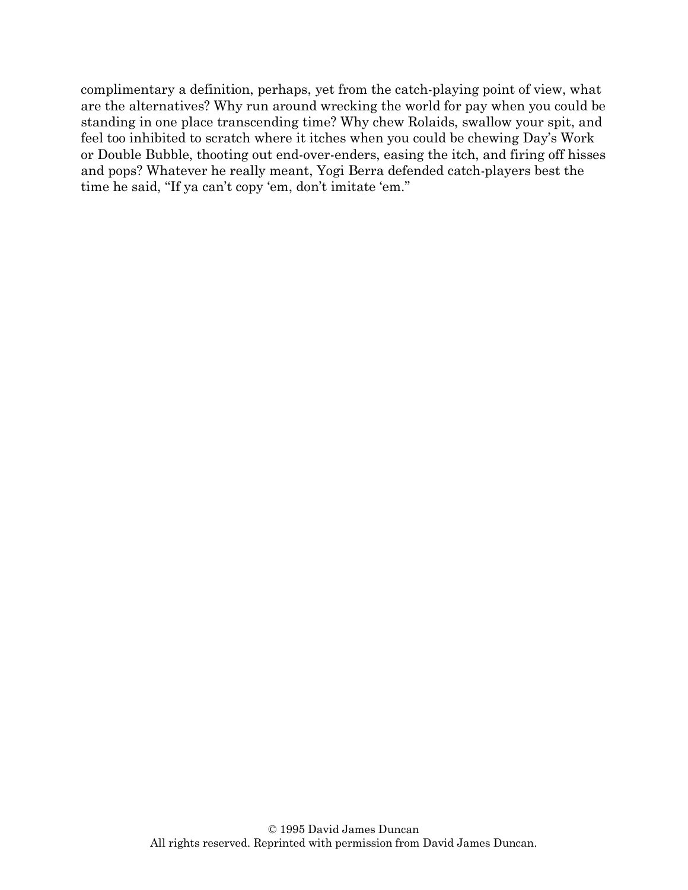complimentary a definition, perhaps, yet from the catch-playing point of view, what are the alternatives? Why run around wrecking the world for pay when you could be standing in one place transcending time? Why chew Rolaids, swallow your spit, and feel too inhibited to scratch where it itches when you could be chewing Day's Work or Double Bubble, thooting out end-over-enders, easing the itch, and firing off hisses and pops? Whatever he really meant, Yogi Berra defended catch-players best the time he said, "If ya can't copy 'em, don't imitate 'em."

© 1995 David James Duncan
All rights reserved. Reprinted with permission from David James Duncan.